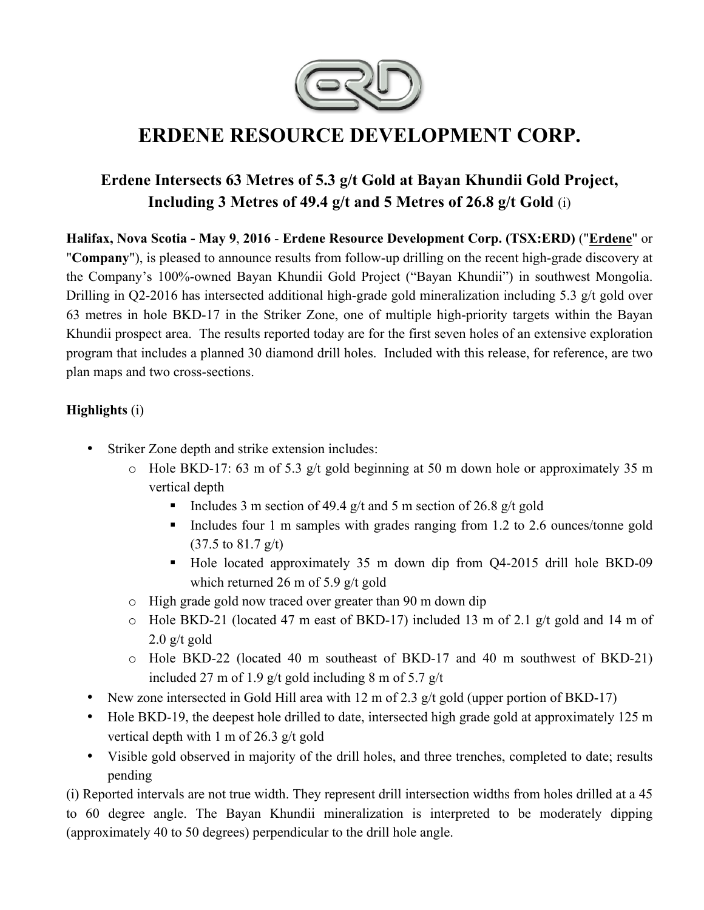# ERDENE RESOURCE DEVELOPMENT CORP.

## Erdene Intersects 63 Metres of 5.3 g/t Gold at Bayan Khundii Gold Project, Including 3 Metres of 49.4 g/t and 5 Metres of 26.8 g/t Gold (i)

**Halifax, Nova Scotia - May 9, 2016 - Erdene Resource Development Corp. (TSX:ERD)** ("**Erdene**" or "**Company**"), is pleased to announce results from follow-up drilling on the recent high-grade discovery at the Company's 100%-owned Bayan Khundii Gold Project ("Bayan Khundii") in southwest Mongolia. Drilling in Q2-2016 has intersected additional high-grade gold mineralization including 5.3 g/t gold over 63 metres in hole BKD-17 in the Striker Zone, one of multiple high-priority targets within the Bayan Khundii prospect area. The results reported today are for the first seven holes of an extensive exploration program that includes a planned 30 diamond drill holes. Included with this release, for reference, are two plan maps and two cross-sections.

**Highlights** (i)

- Striker Zone depth and strike extension includes:
  - Hole BKD-17: 63 m of 5.3 g/t gold beginning at 50 m down hole or approximately 35 m vertical depth
    - Includes 3 m section of 49.4 g/t and 5 m section of 26.8 g/t gold
    - Includes four 1 m samples with grades ranging from 1.2 to 2.6 ounces/tonne gold (37.5 to 81.7 g/t)
    - Hole located approximately 35 m down dip from Q4-2015 drill hole BKD-09 which returned 26 m of 5.9 g/t gold
  - High grade gold now traced over greater than 90 m down dip
  - Hole BKD-21 (located 47 m east of BKD-17) included 13 m of 2.1 g/t gold and 14 m of 2.0 g/t gold
  - Hole BKD-22 (located 40 m southeast of BKD-17 and 40 m southwest of BKD-21) included 27 m of 1.9 g/t gold including 8 m of 5.7 g/t
- New zone intersected in Gold Hill area with 12 m of 2.3 g/t gold (upper portion of BKD-17)
- Hole BKD-19, the deepest hole drilled to date, intersected high grade gold at approximately 125 m vertical depth with 1 m of 26.3 g/t gold
- Visible gold observed in majority of the drill holes, and three trenches, completed to date; results pending

(i) Reported intervals are not true width. They represent drill intersection widths from holes drilled at a 45 to 60 degree angle. The Bayan Khundii mineralization is interpreted to be moderately dipping (approximately 40 to 50 degrees) perpendicular to the drill hole angle.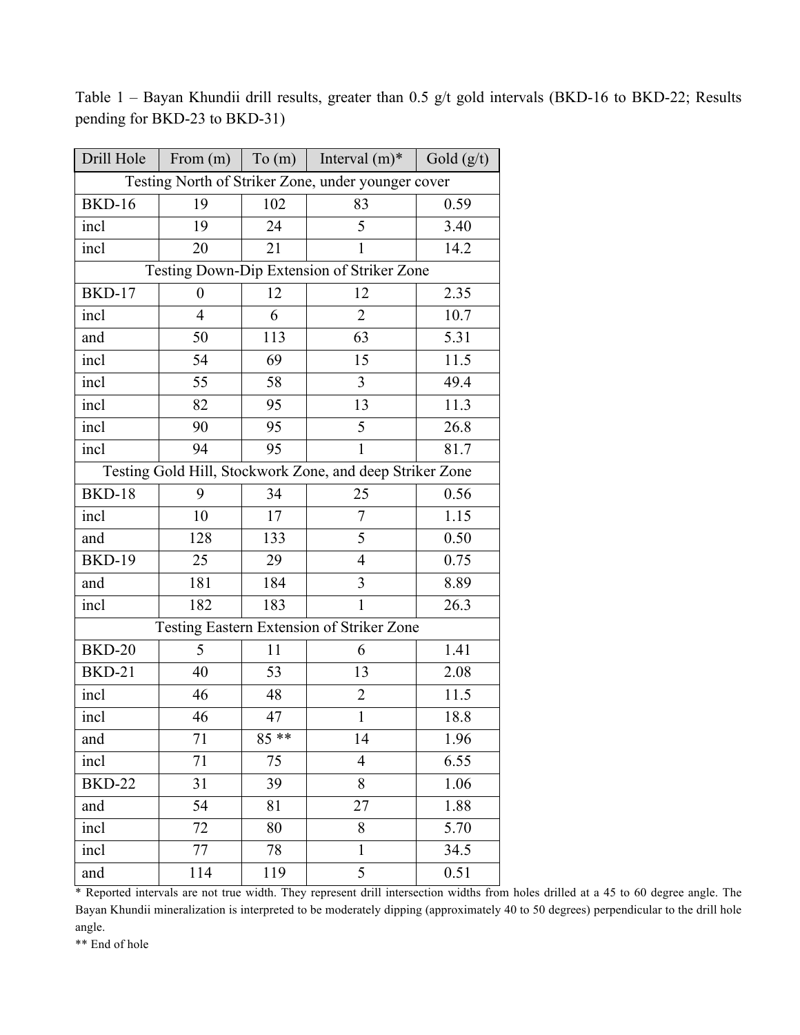Table 1 – Bayan Khundii drill results, greater than 0.5 g/t gold intervals (BKD-16 to BKD-22; Results pending for BKD-23 to BKD-31)

| Drill Hole | From (m) | To (m) | Interval (m)* | Gold (g/t) |
|---|---|---|---|---|
| Testing North of Striker Zone, under younger cover | | | | |
| BKD-16 | 19 | 102 | 83 | 0.59 |
| incl | 19 | 24 | 5 | 3.40 |
| incl | 20 | 21 | 1 | 14.2 |
| Testing Down-Dip Extension of Striker Zone | | | | |
| BKD-17 | 0 | 12 | 12 | 2.35 |
| incl | 4 | 6 | 2 | 10.7 |
| and | 50 | 113 | 63 | 5.31 |
| incl | 54 | 69 | 15 | 11.5 |
| incl | 55 | 58 | 3 | 49.4 |
| incl | 82 | 95 | 13 | 11.3 |
| incl | 90 | 95 | 5 | 26.8 |
| incl | 94 | 95 | 1 | 81.7 |
| Testing Gold Hill, Stockwork Zone, and deep Striker Zone | | | | |
| BKD-18 | 9 | 34 | 25 | 0.56 |
| incl | 10 | 17 | 7 | 1.15 |
| and | 128 | 133 | 5 | 0.50 |
| BKD-19 | 25 | 29 | 4 | 0.75 |
| and | 181 | 184 | 3 | 8.89 |
| incl | 182 | 183 | 1 | 26.3 |
| Testing Eastern Extension of Striker Zone | | | | |
| BKD-20 | 5 | 11 | 6 | 1.41 |
| BKD-21 | 40 | 53 | 13 | 2.08 |
| incl | 46 | 48 | 2 | 11.5 |
| incl | 46 | 47 | 1 | 18.8 |
| and | 71 | 85 ** | 14 | 1.96 |
| incl | 71 | 75 | 4 | 6.55 |
| BKD-22 | 31 | 39 | 8 | 1.06 |
| and | 54 | 81 | 27 | 1.88 |
| incl | 72 | 80 | 8 | 5.70 |
| incl | 77 | 78 | 1 | 34.5 |
| and | 114 | 119 | 5 | 0.51 |

* Reported intervals are not true width. They represent drill intersection widths from holes drilled at a 45 to 60 degree angle. The Bayan Khundii mineralization is interpreted to be moderately dipping (approximately 40 to 50 degrees) perpendicular to the drill hole angle.

** End of hole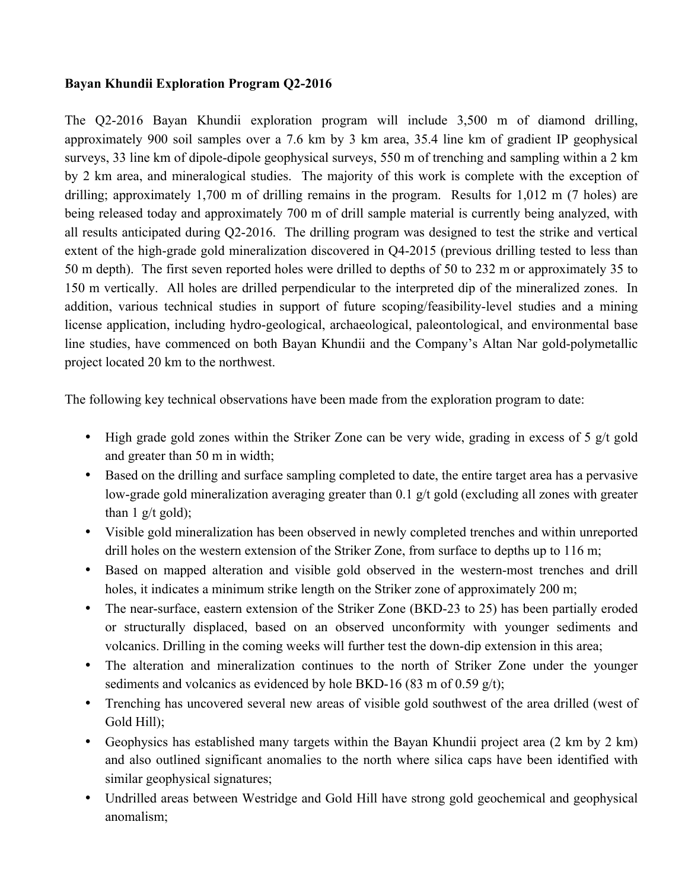**Bayan Khundii Exploration Program Q2-2016**

The Q2-2016 Bayan Khundii exploration program will include 3,500 m of diamond drilling, approximately 900 soil samples over a 7.6 km by 3 km area, 35.4 line km of gradient IP geophysical surveys, 33 line km of dipole-dipole geophysical surveys, 550 m of trenching and sampling within a 2 km by 2 km area, and mineralogical studies. The majority of this work is complete with the exception of drilling; approximately 1,700 m of drilling remains in the program. Results for 1,012 m (7 holes) are being released today and approximately 700 m of drill sample material is currently being analyzed, with all results anticipated during Q2-2016. The drilling program was designed to test the strike and vertical extent of the high-grade gold mineralization discovered in Q4-2015 (previous drilling tested to less than 50 m depth). The first seven reported holes were drilled to depths of 50 to 232 m or approximately 35 to 150 m vertically. All holes are drilled perpendicular to the interpreted dip of the mineralized zones. In addition, various technical studies in support of future scoping/feasibility-level studies and a mining license application, including hydro-geological, archaeological, paleontological, and environmental base line studies, have commenced on both Bayan Khundii and the Company's Altan Nar gold-polymetallic project located 20 km to the northwest.

The following key technical observations have been made from the exploration program to date:

- High grade gold zones within the Striker Zone can be very wide, grading in excess of 5 g/t gold and greater than 50 m in width;
- Based on the drilling and surface sampling completed to date, the entire target area has a pervasive low-grade gold mineralization averaging greater than 0.1 g/t gold (excluding all zones with greater than 1 g/t gold);
- Visible gold mineralization has been observed in newly completed trenches and within unreported drill holes on the western extension of the Striker Zone, from surface to depths up to 116 m;
- Based on mapped alteration and visible gold observed in the western-most trenches and drill holes, it indicates a minimum strike length on the Striker zone of approximately 200 m;
- The near-surface, eastern extension of the Striker Zone (BKD-23 to 25) has been partially eroded or structurally displaced, based on an observed unconformity with younger sediments and volcanics. Drilling in the coming weeks will further test the down-dip extension in this area;
- The alteration and mineralization continues to the north of Striker Zone under the younger sediments and volcanics as evidenced by hole BKD-16 (83 m of 0.59 g/t);
- Trenching has uncovered several new areas of visible gold southwest of the area drilled (west of Gold Hill);
- Geophysics has established many targets within the Bayan Khundii project area (2 km by 2 km) and also outlined significant anomalies to the north where silica caps have been identified with similar geophysical signatures;
- Undrilled areas between Westridge and Gold Hill have strong gold geochemical and geophysical anomalism;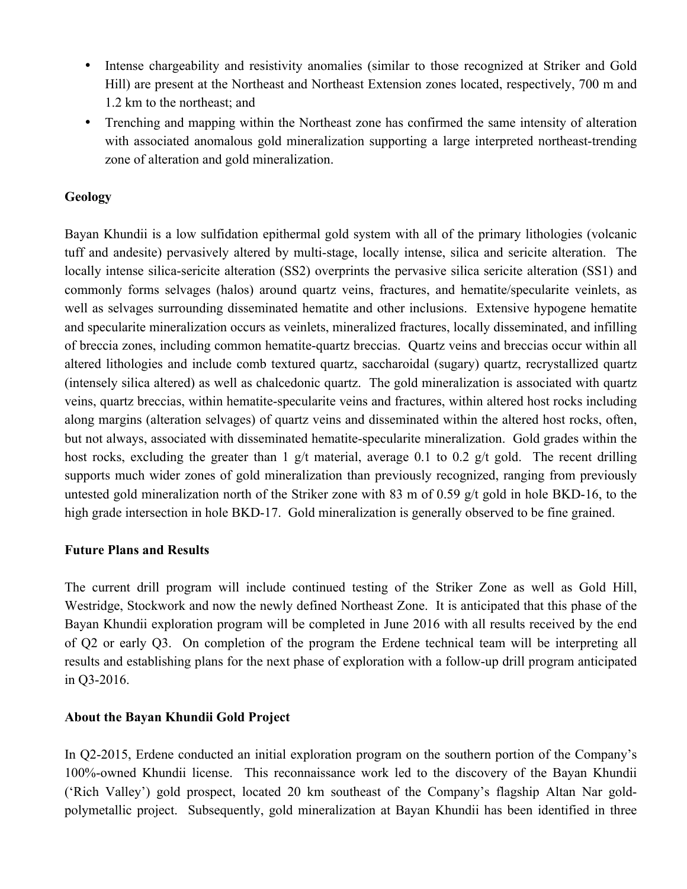- Intense chargeability and resistivity anomalies (similar to those recognized at Striker and Gold Hill) are present at the Northeast and Northeast Extension zones located, respectively, 700 m and 1.2 km to the northeast; and
- Trenching and mapping within the Northeast zone has confirmed the same intensity of alteration with associated anomalous gold mineralization supporting a large interpreted northeast-trending zone of alteration and gold mineralization.

**Geology**

Bayan Khundii is a low sulfidation epithermal gold system with all of the primary lithologies (volcanic tuff and andesite) pervasively altered by multi-stage, locally intense, silica and sericite alteration. The locally intense silica-sericite alteration (SS2) overprints the pervasive silica sericite alteration (SS1) and commonly forms selvages (halos) around quartz veins, fractures, and hematite/specularite veinlets, as well as selvages surrounding disseminated hematite and other inclusions. Extensive hypogene hematite and specularite mineralization occurs as veinlets, mineralized fractures, locally disseminated, and infilling of breccia zones, including common hematite-quartz breccias. Quartz veins and breccias occur within all altered lithologies and include comb textured quartz, saccharoidal (sugary) quartz, recrystallized quartz (intensely silica altered) as well as chalcedonic quartz. The gold mineralization is associated with quartz veins, quartz breccias, within hematite-specularite veins and fractures, within altered host rocks including along margins (alteration selvages) of quartz veins and disseminated within the altered host rocks, often, but not always, associated with disseminated hematite-specularite mineralization. Gold grades within the host rocks, excluding the greater than 1 g/t material, average 0.1 to 0.2 g/t gold. The recent drilling supports much wider zones of gold mineralization than previously recognized, ranging from previously untested gold mineralization north of the Striker zone with 83 m of 0.59 g/t gold in hole BKD-16, to the high grade intersection in hole BKD-17. Gold mineralization is generally observed to be fine grained.

**Future Plans and Results**

The current drill program will include continued testing of the Striker Zone as well as Gold Hill, Westridge, Stockwork and now the newly defined Northeast Zone. It is anticipated that this phase of the Bayan Khundii exploration program will be completed in June 2016 with all results received by the end of Q2 or early Q3. On completion of the program the Erdene technical team will be interpreting all results and establishing plans for the next phase of exploration with a follow-up drill program anticipated in Q3-2016.

**About the Bayan Khundii Gold Project**

In Q2-2015, Erdene conducted an initial exploration program on the southern portion of the Company's 100%-owned Khundii license. This reconnaissance work led to the discovery of the Bayan Khundii ('Rich Valley') gold prospect, located 20 km southeast of the Company's flagship Altan Nar gold-polymetallic project. Subsequently, gold mineralization at Bayan Khundii has been identified in three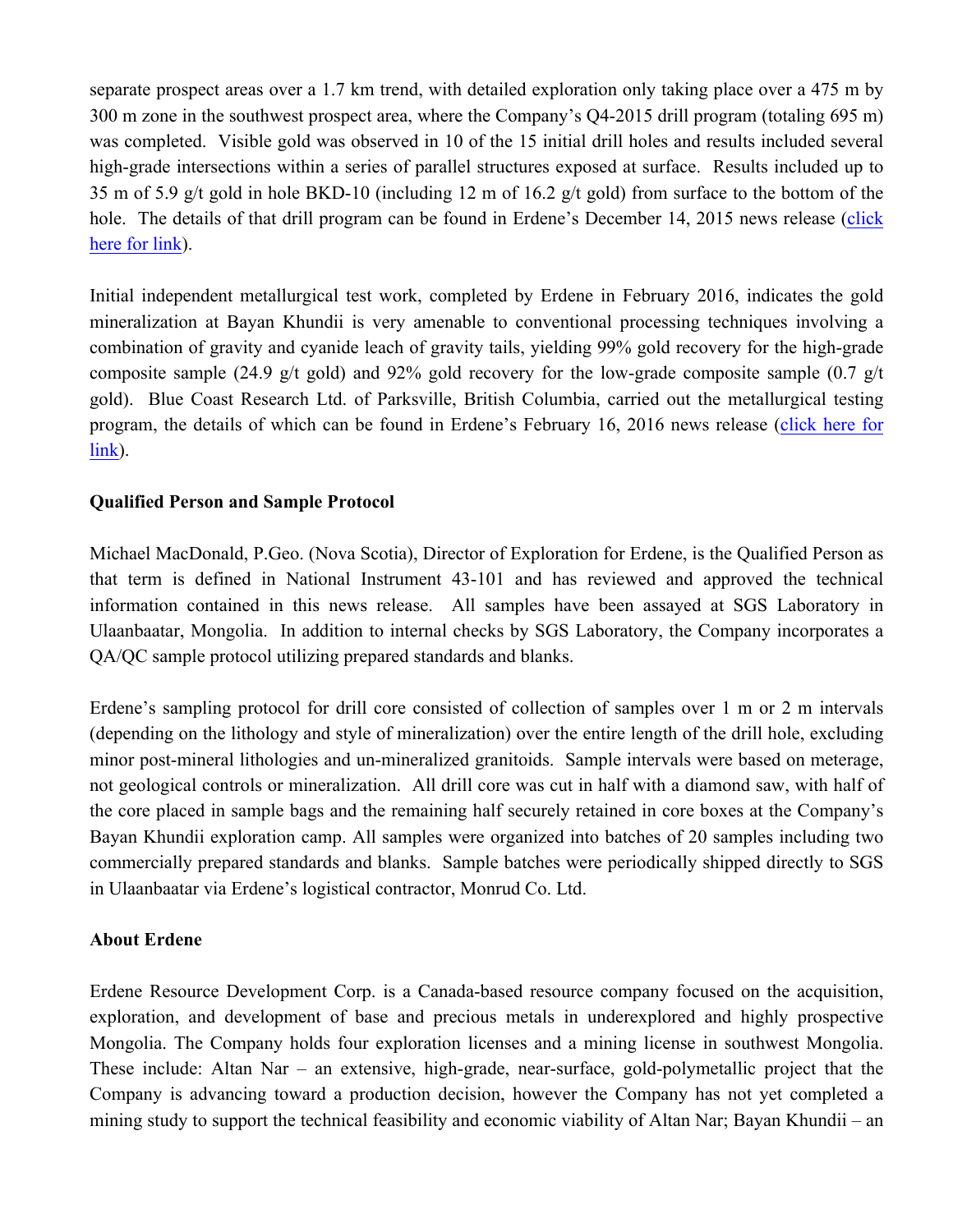separate prospect areas over a 1.7 km trend, with detailed exploration only taking place over a 475 m by 300 m zone in the southwest prospect area, where the Company's Q4-2015 drill program (totaling 695 m) was completed. Visible gold was observed in 10 of the 15 initial drill holes and results included several high-grade intersections within a series of parallel structures exposed at surface. Results included up to 35 m of 5.9 g/t gold in hole BKD-10 (including 12 m of 16.2 g/t gold) from surface to the bottom of the hole. The details of that drill program can be found in Erdene's December 14, 2015 news release (click here for link).

Initial independent metallurgical test work, completed by Erdene in February 2016, indicates the gold mineralization at Bayan Khundii is very amenable to conventional processing techniques involving a combination of gravity and cyanide leach of gravity tails, yielding 99% gold recovery for the high-grade composite sample (24.9 g/t gold) and 92% gold recovery for the low-grade composite sample (0.7 g/t gold). Blue Coast Research Ltd. of Parksville, British Columbia, carried out the metallurgical testing program, the details of which can be found in Erdene's February 16, 2016 news release (click here for link).

**Qualified Person and Sample Protocol**

Michael MacDonald, P.Geo. (Nova Scotia), Director of Exploration for Erdene, is the Qualified Person as that term is defined in National Instrument 43-101 and has reviewed and approved the technical information contained in this news release. All samples have been assayed at SGS Laboratory in Ulaanbaatar, Mongolia. In addition to internal checks by SGS Laboratory, the Company incorporates a QA/QC sample protocol utilizing prepared standards and blanks.

Erdene's sampling protocol for drill core consisted of collection of samples over 1 m or 2 m intervals (depending on the lithology and style of mineralization) over the entire length of the drill hole, excluding minor post-mineral lithologies and un-mineralized granitoids. Sample intervals were based on meterage, not geological controls or mineralization. All drill core was cut in half with a diamond saw, with half of the core placed in sample bags and the remaining half securely retained in core boxes at the Company's Bayan Khundii exploration camp. All samples were organized into batches of 20 samples including two commercially prepared standards and blanks. Sample batches were periodically shipped directly to SGS in Ulaanbaatar via Erdene's logistical contractor, Monrud Co. Ltd.

**About Erdene**

Erdene Resource Development Corp. is a Canada-based resource company focused on the acquisition, exploration, and development of base and precious metals in underexplored and highly prospective Mongolia. The Company holds four exploration licenses and a mining license in southwest Mongolia. These include: Altan Nar – an extensive, high-grade, near-surface, gold-polymetallic project that the Company is advancing toward a production decision, however the Company has not yet completed a mining study to support the technical feasibility and economic viability of Altan Nar; Bayan Khundii – an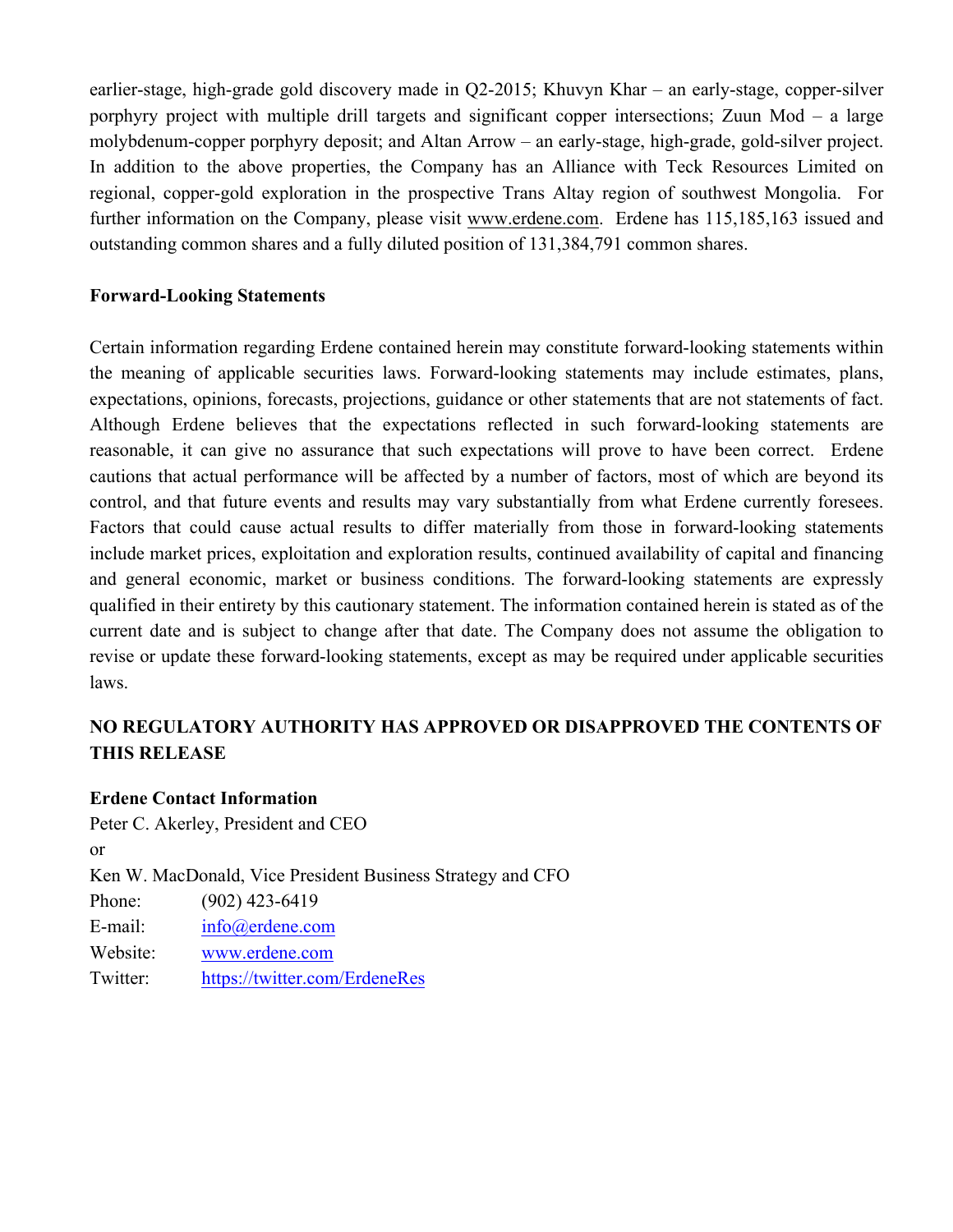earlier-stage, high-grade gold discovery made in Q2-2015; Khuvyn Khar – an early-stage, copper-silver porphyry project with multiple drill targets and significant copper intersections; Zuun Mod – a large molybdenum-copper porphyry deposit; and Altan Arrow – an early-stage, high-grade, gold-silver project. In addition to the above properties, the Company has an Alliance with Teck Resources Limited on regional, copper-gold exploration in the prospective Trans Altay region of southwest Mongolia. For further information on the Company, please visit www.erdene.com. Erdene has 115,185,163 issued and outstanding common shares and a fully diluted position of 131,384,791 common shares.

**Forward-Looking Statements**

Certain information regarding Erdene contained herein may constitute forward-looking statements within the meaning of applicable securities laws. Forward-looking statements may include estimates, plans, expectations, opinions, forecasts, projections, guidance or other statements that are not statements of fact. Although Erdene believes that the expectations reflected in such forward-looking statements are reasonable, it can give no assurance that such expectations will prove to have been correct. Erdene cautions that actual performance will be affected by a number of factors, most of which are beyond its control, and that future events and results may vary substantially from what Erdene currently foresees. Factors that could cause actual results to differ materially from those in forward-looking statements include market prices, exploitation and exploration results, continued availability of capital and financing and general economic, market or business conditions. The forward-looking statements are expressly qualified in their entirety by this cautionary statement. The information contained herein is stated as of the current date and is subject to change after that date. The Company does not assume the obligation to revise or update these forward-looking statements, except as may be required under applicable securities laws.

**NO REGULATORY AUTHORITY HAS APPROVED OR DISAPPROVED THE CONTENTS OF THIS RELEASE**

**Erdene Contact Information**
Peter C. Akerley, President and CEO
or
Ken W. MacDonald, Vice President Business Strategy and CFO
Phone: (902) 423-6419
E-mail: info@erdene.com
Website: www.erdene.com
Twitter: https://twitter.com/ErdeneRes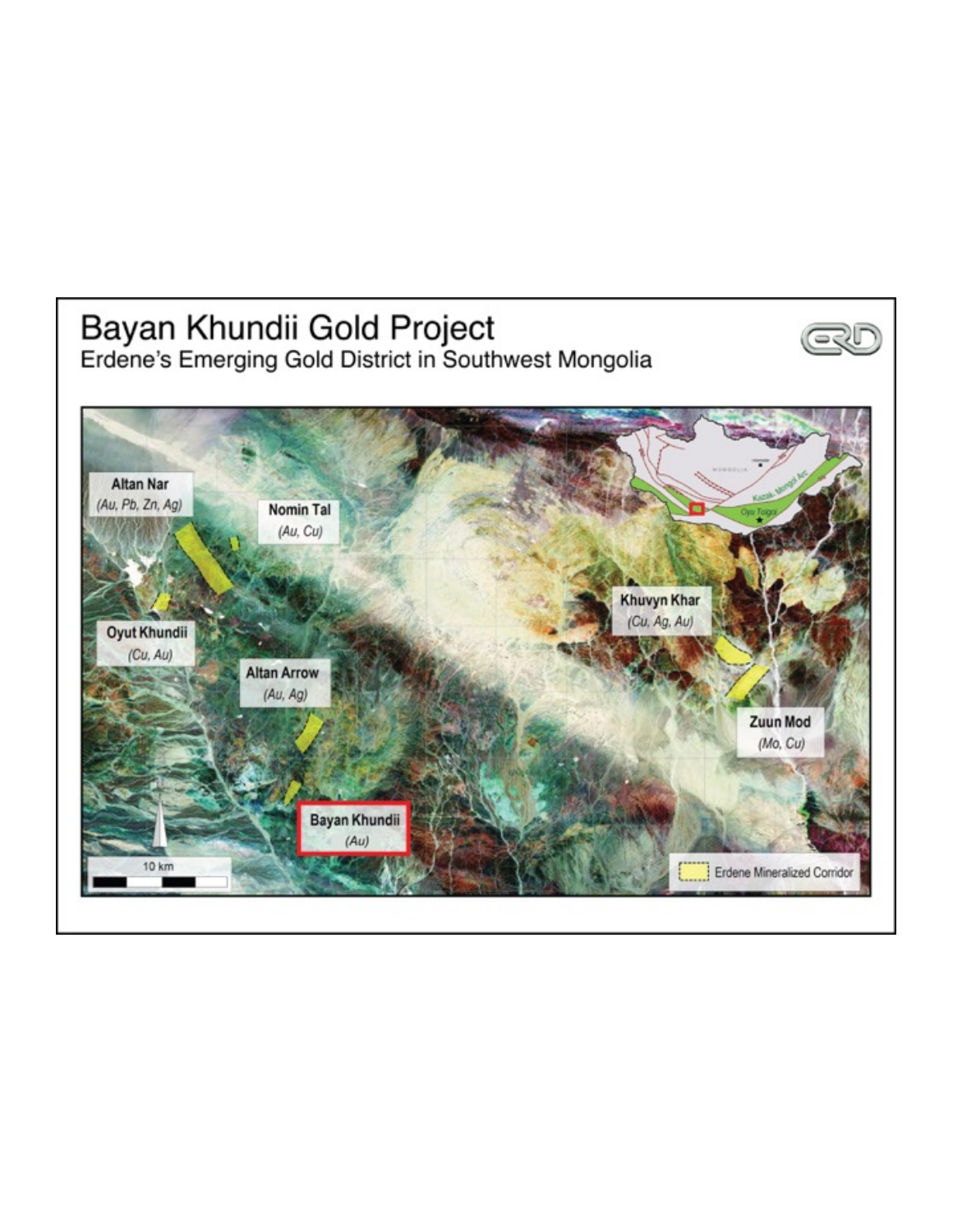# Bayan Khundii Gold Project

Erdene's Emerging Gold District in Southwest Mongolia

Altan Nar
*(Au, Pb, Zn, Ag)*

Nomin Tal
*(Au, Cu)*

Oyut Khundii
*(Cu, Au)*

Altan Arrow
*(Au, Ag)*

Bayan Khundii
*(Au)*

Khuvyn Khar
*(Cu, Ag, Au)*

Zuun Mod
*(Mo, Cu)*

10 km

Erdene Mineralized Corridor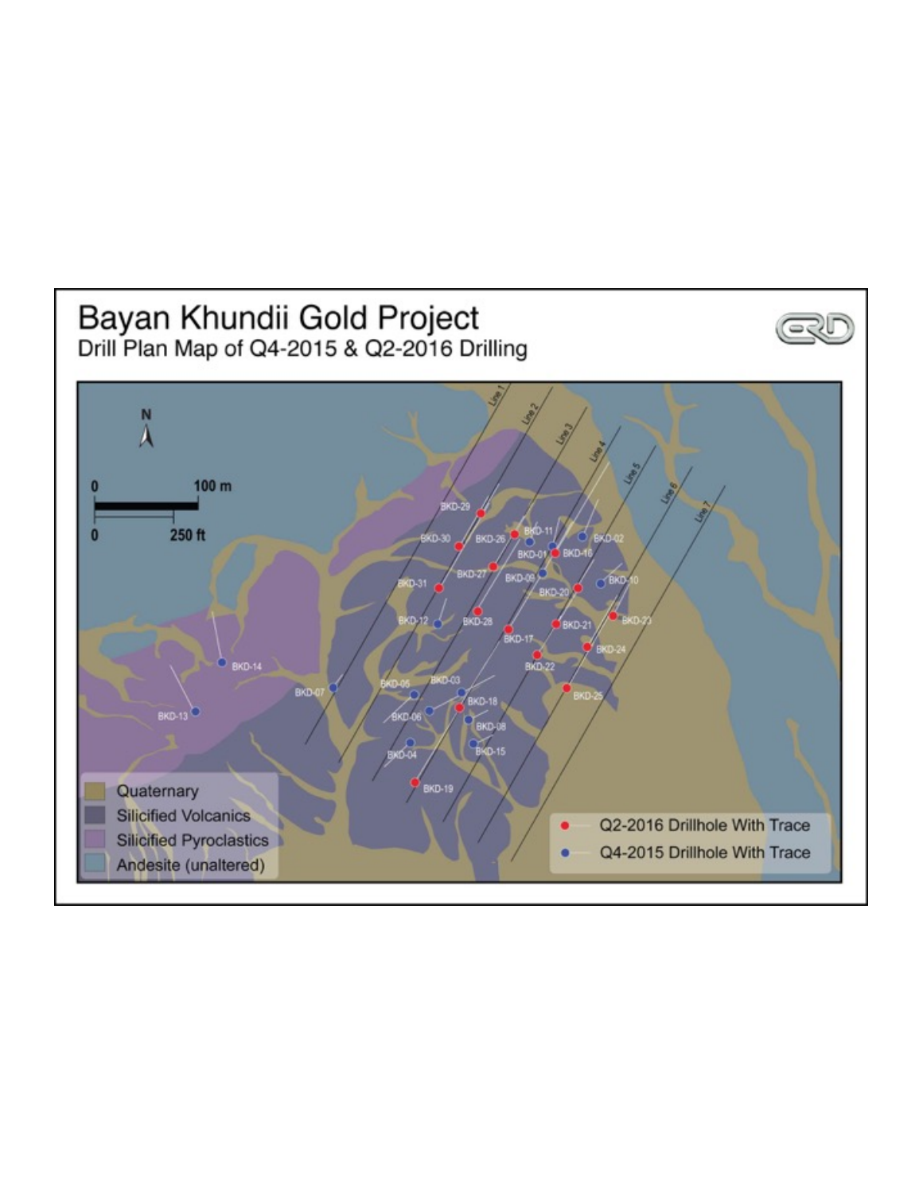# Bayan Khundii Gold Project

## Drill Plan Map of Q4-2015 & Q2-2016 Drilling

- Quaternary
- Silicified Volcanics
- Silicified Pyroclastics
- Andesite (unaltered)

- Q2-2016 Drillhole With Trace
- Q4-2015 Drillhole With Trace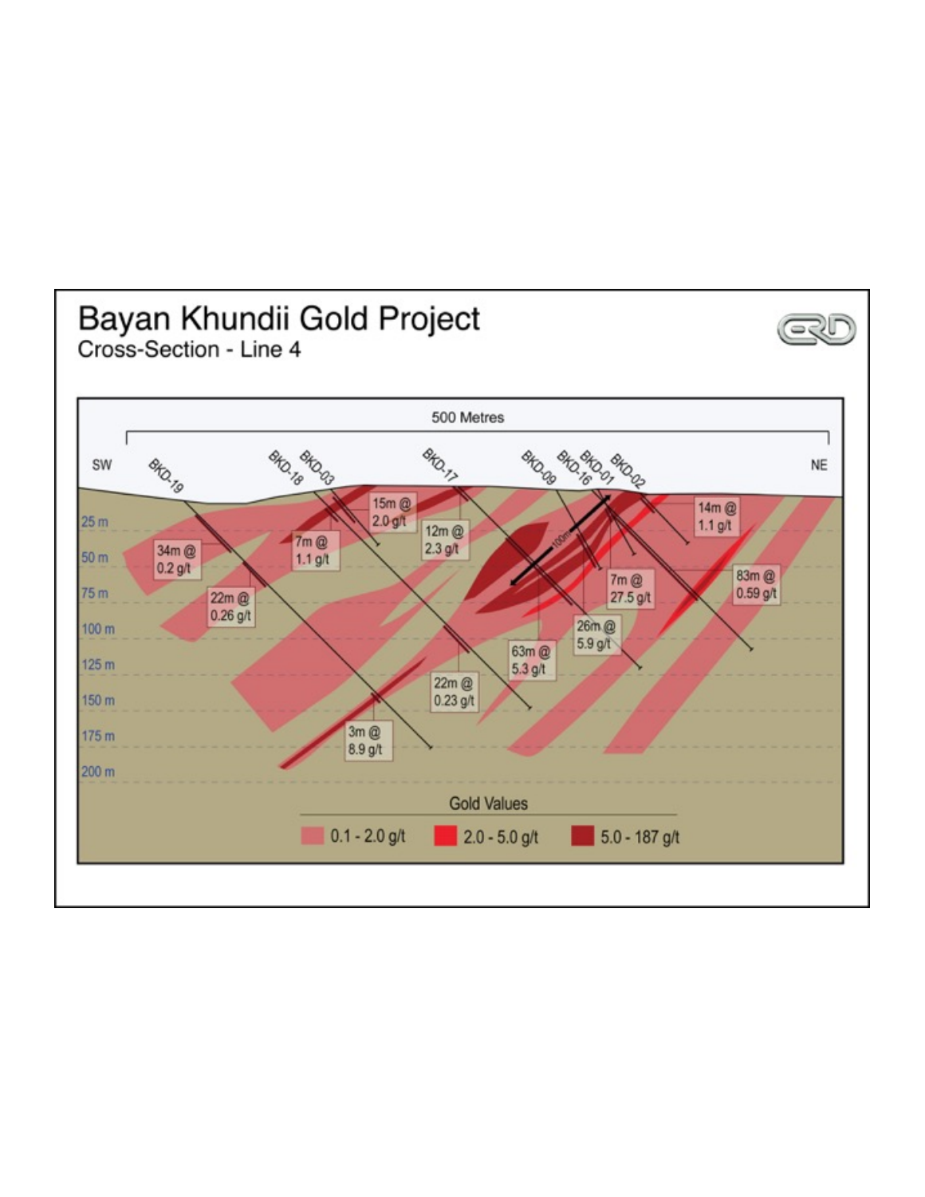# Bayan Khundii Gold Project

Cross-Section - Line 4

500 Metres

SW NE

BKD-19 BKD-18 BKD-03 BKD-17 BKD-09 BKD-16 BKD-01 BKD-02

25 m
50 m
75 m
100 m
125 m
150 m
175 m
200 m

15m @ 2.0 g/t

14m @ 1.1 g/t

12m @ 2.3 g/t

34m @ 0.2 g/t

7m @ 1.1 g/t

7m @ 27.5 g/t

83m @ 0.59 g/t

22m @ 0.26 g/t

26m @ 5.9 g/t

63m @ 5.3 g/t

22m @ 0.23 g/t

3m @ 8.9 g/t

100m

Gold Values

0.1 - 2.0 g/t | 2.0 - 5.0 g/t | 5.0 - 187 g/t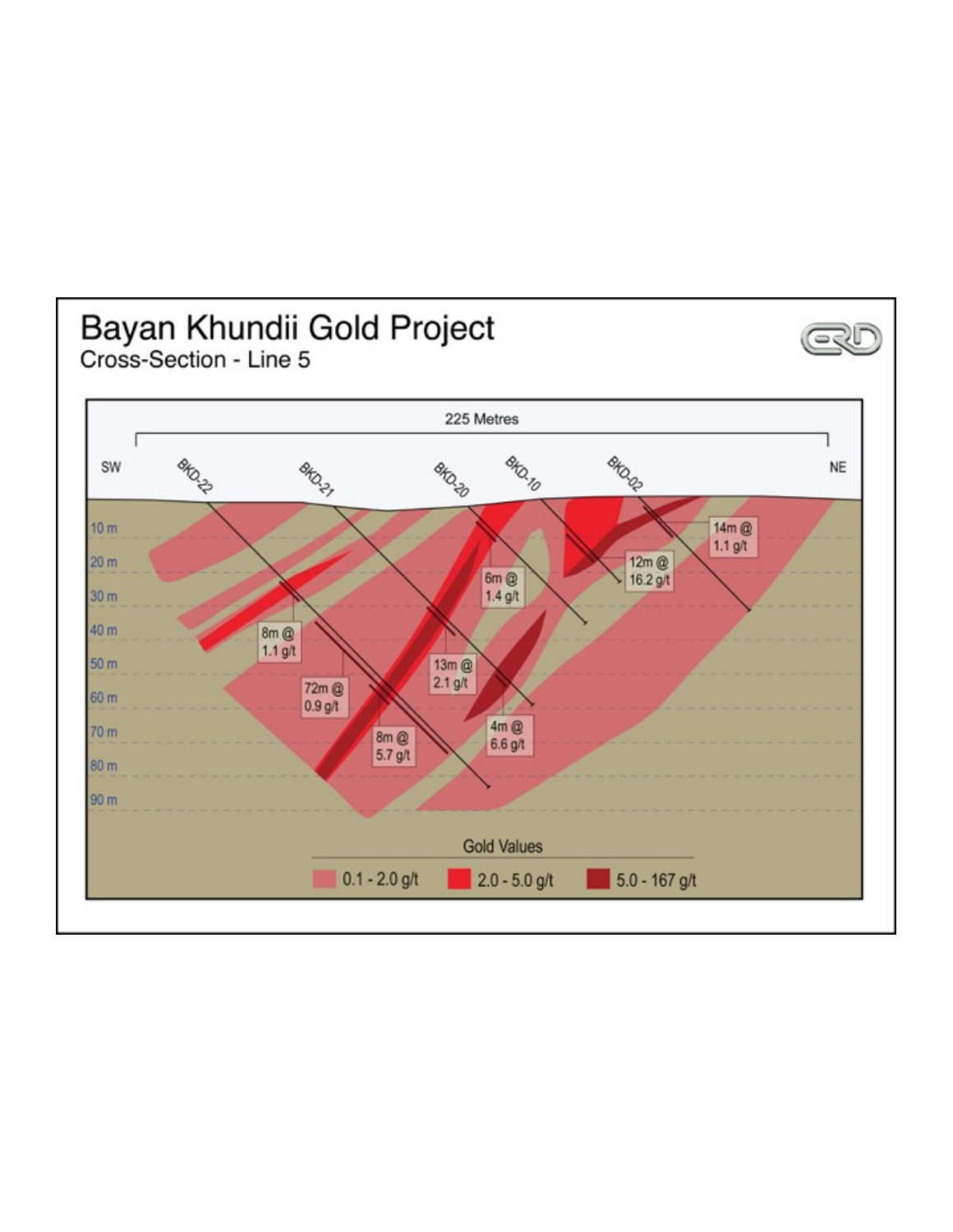# Bayan Khundii Gold Project

Cross-Section - Line 5

225 Metres

SW

NE

BKD-22

BKD-21

BKD-20

BKD-10

BKD-02

10 m

20 m

30 m

40 m

50 m

60 m

70 m

80 m

90 m

14m @ 1.1 g/t

12m @ 16.2 g/t

6m @ 1.4 g/t

8m @ 1.1 g/t

13m @ 2.1 g/t

72m @ 0.9 g/t

4m @ 6.6 g/t

8m @ 5.7 g/t

Gold Values

0.1 - 2.0 g/t

2.0 - 5.0 g/t

5.0 - 167 g/t